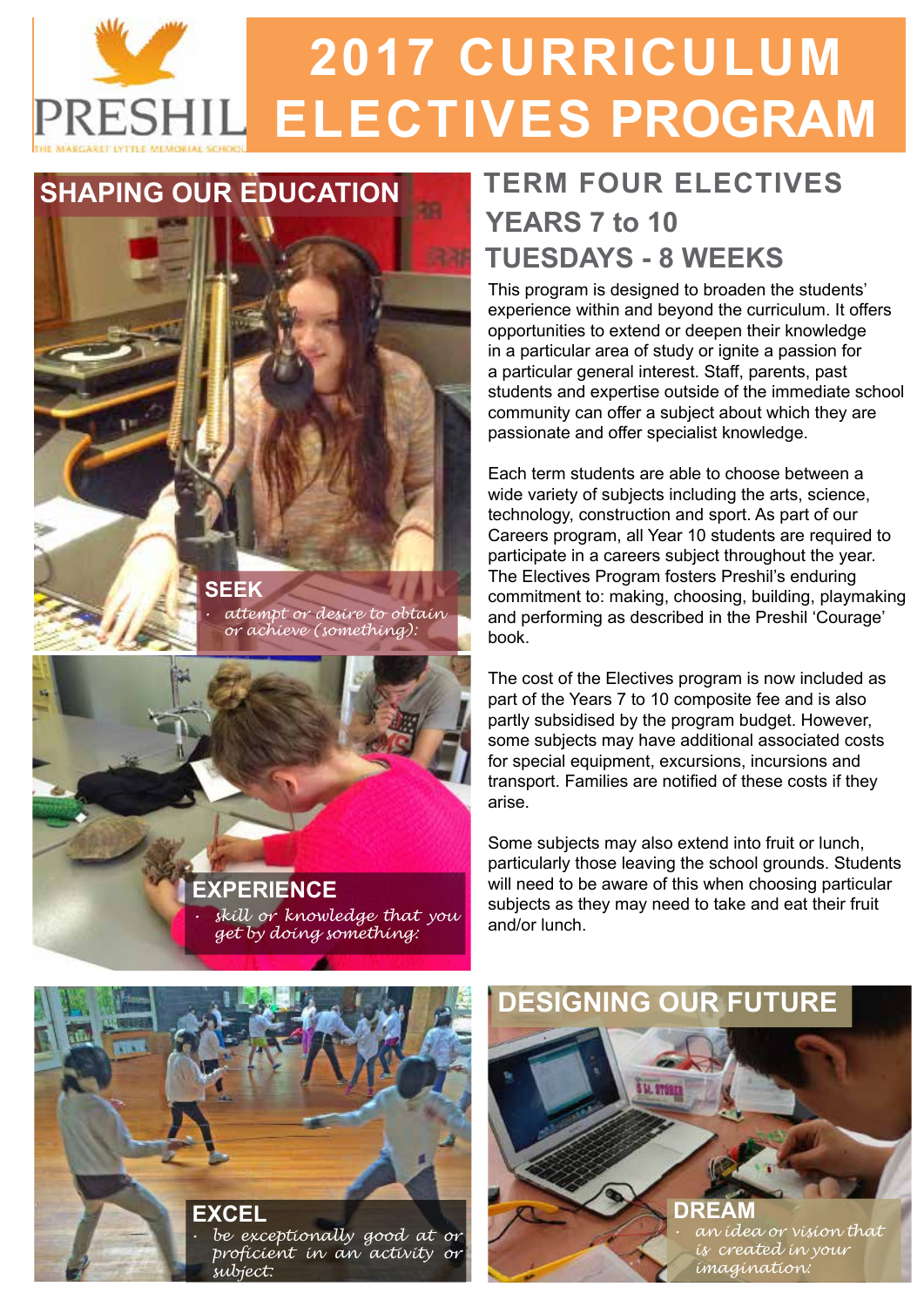PRESHIL

THE MARGARET LYTTLE MEMORIAL SCHOOL

# 2017 CURRICULUM ELECTIVES PROGRAM

## SHAPING OUR EDUCATION

**SEEK**

- *attempt or desire to obtain or achieve (something):*

**EXPERIENCE**

- *skill or knowledge that you get by doing something:*

**EXCEL**

- *be exceptionally good at or proficient in an activity or subject:*

## TERM FOUR ELECTIVES
## YEARS 7 to 10
## TUESDAYS - 8 WEEKS

This program is designed to broaden the students' experience within and beyond the curriculum. It offers opportunities to extend or deepen their knowledge in a particular area of study or ignite a passion for a particular general interest. Staff, parents, past students and expertise outside of the immediate school community can offer a subject about which they are passionate and offer specialist knowledge.

Each term students are able to choose between a wide variety of subjects including the arts, science, technology, construction and sport. As part of our Careers program, all Year 10 students are required to participate in a careers subject throughout the year. The Electives Program fosters Preshil's enduring commitment to: making, choosing, building, playmaking and performing as described in the Preshil 'Courage' book.

The cost of the Electives program is now included as part of the Years 7 to 10 composite fee and is also partly subsidised by the program budget. However, some subjects may have additional associated costs for special equipment, excursions, incursions and transport. Families are notified of these costs if they arise.

Some subjects may also extend into fruit or lunch, particularly those leaving the school grounds. Students will need to be aware of this when choosing particular subjects as they may need to take and eat their fruit and/or lunch.

## DESIGNING OUR FUTURE

**DREAM**

- *an idea or vision that is created in your imagination:*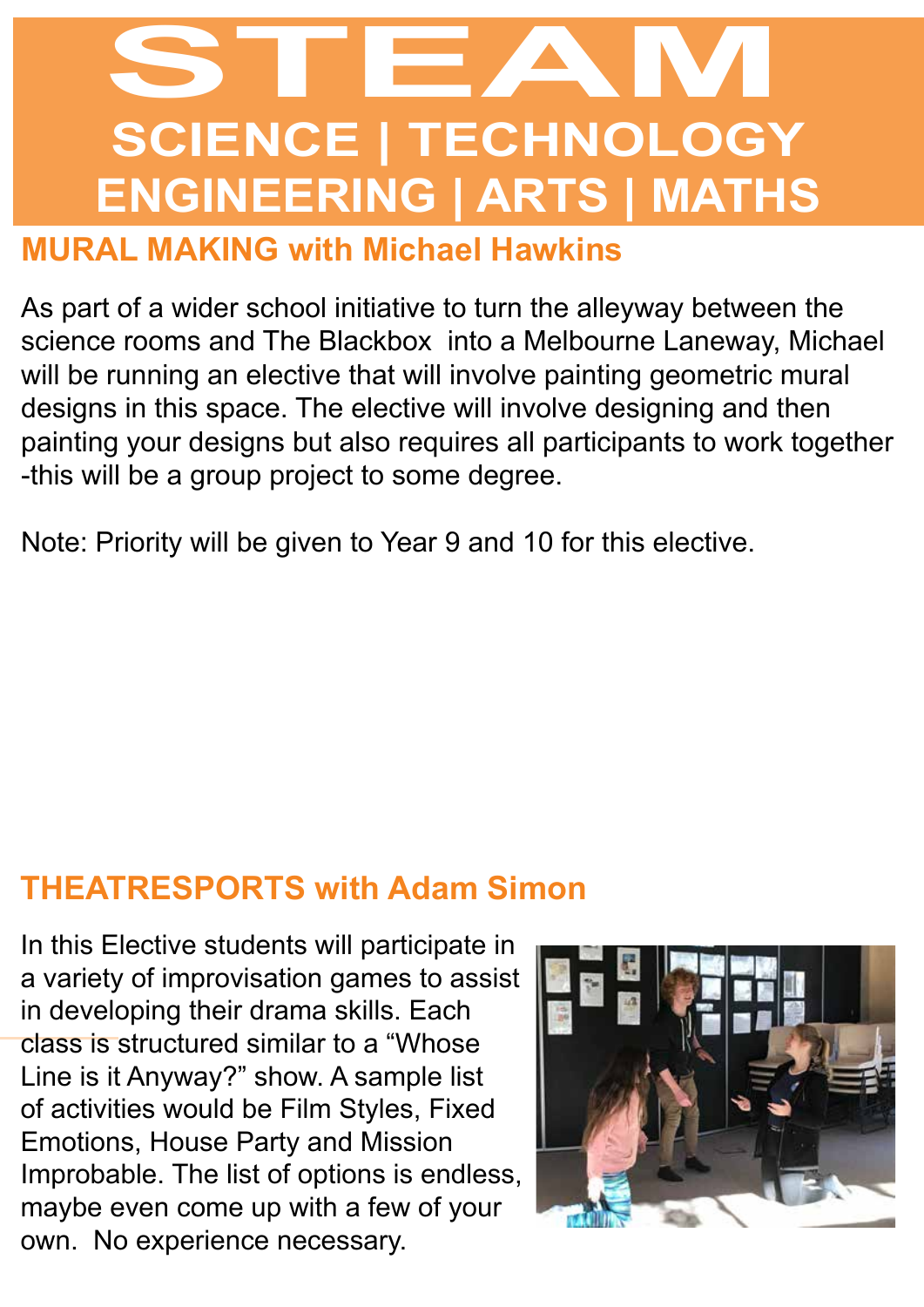# STEAM

## SCIENCE | TECHNOLOGY ENGINEERING | ARTS | MATHS

### MURAL MAKING with Michael Hawkins

As part of a wider school initiative to turn the alleyway between the science rooms and The Blackbox into a Melbourne Laneway, Michael will be running an elective that will involve painting geometric mural designs in this space. The elective will involve designing and then painting your designs but also requires all participants to work together -this will be a group project to some degree.

Note: Priority will be given to Year 9 and 10 for this elective.

### THEATRESPORTS with Adam Simon

In this Elective students will participate in a variety of improvisation games to assist in developing their drama skills. Each class is structured similar to a "Whose Line is it Anyway?" show. A sample list of activities would be Film Styles, Fixed Emotions, House Party and Mission Improbable. The list of options is endless, maybe even come up with a few of your own. No experience necessary.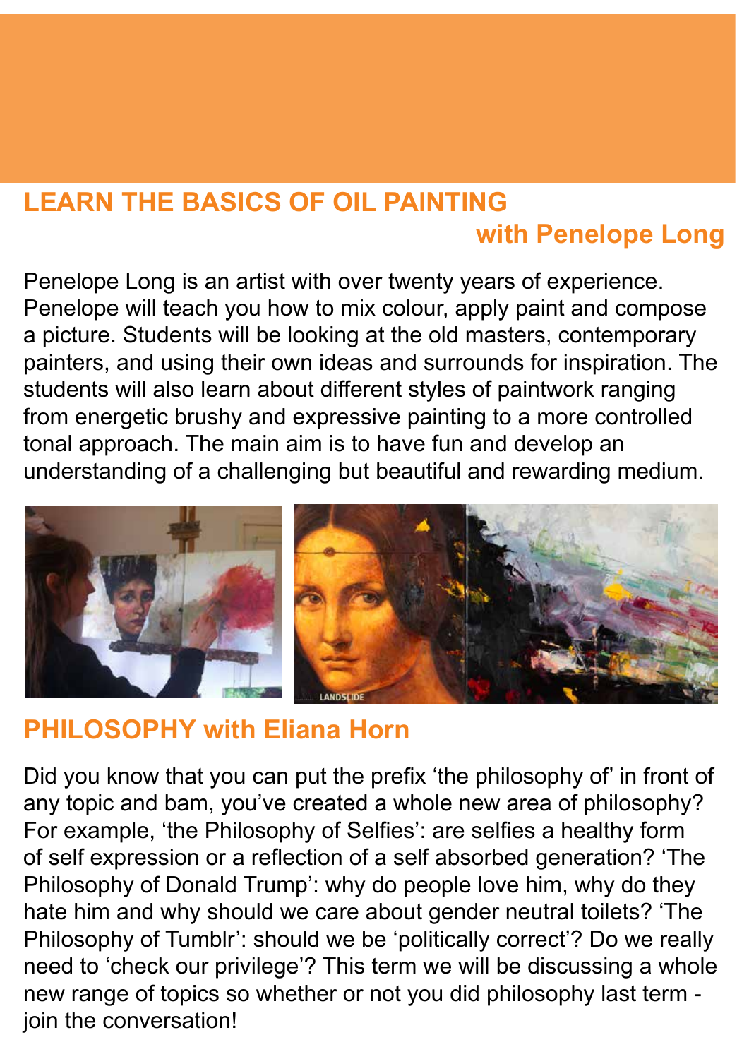## LEARN THE BASICS OF OIL PAINTING with Penelope Long

Penelope Long is an artist with over twenty years of experience. Penelope will teach you how to mix colour, apply paint and compose a picture. Students will be looking at the old masters, contemporary painters, and using their own ideas and surrounds for inspiration. The students will also learn about different styles of paintwork ranging from energetic brushy and expressive painting to a more controlled tonal approach. The main aim is to have fun and develop an understanding of a challenging but beautiful and rewarding medium.

## PHILOSOPHY with Eliana Horn

Did you know that you can put the prefix 'the philosophy of' in front of any topic and bam, you've created a whole new area of philosophy? For example, 'the Philosophy of Selfies': are selfies a healthy form of self expression or a reflection of a self absorbed generation? 'The Philosophy of Donald Trump': why do people love him, why do they hate him and why should we care about gender neutral toilets? 'The Philosophy of Tumblr': should we be 'politically correct'? Do we really need to 'check our privilege'? This term we will be discussing a whole new range of topics so whether or not you did philosophy last term - join the conversation!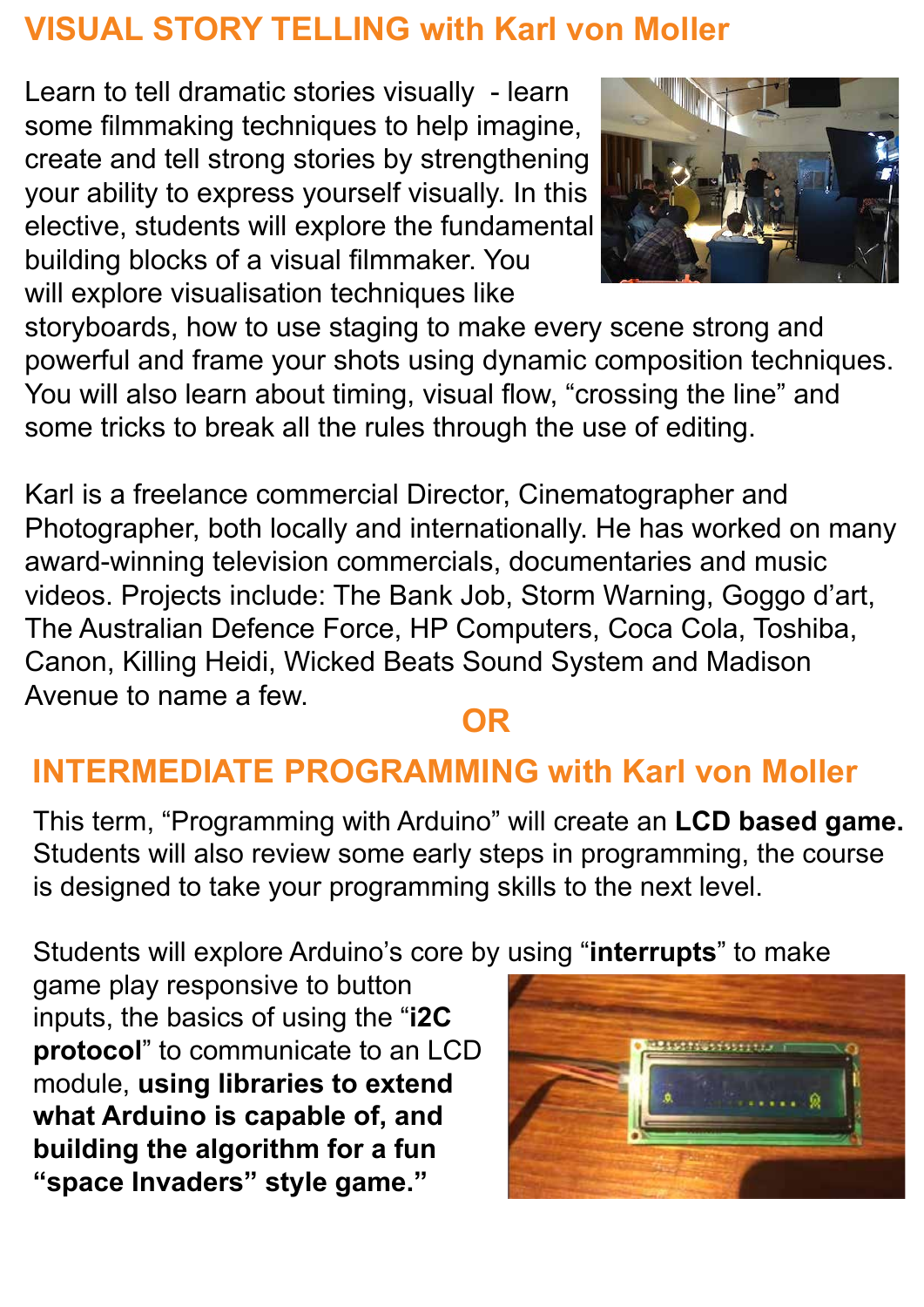## VISUAL STORY TELLING with Karl von Moller

Learn to tell dramatic stories visually - learn some filmmaking techniques to help imagine, create and tell strong stories by strengthening your ability to express yourself visually. In this elective, students will explore the fundamental building blocks of a visual filmmaker. You will explore visualisation techniques like storyboards, how to use staging to make every scene strong and powerful and frame your shots using dynamic composition techniques. You will also learn about timing, visual flow, "crossing the line" and some tricks to break all the rules through the use of editing.

Karl is a freelance commercial Director, Cinematographer and Photographer, both locally and internationally. He has worked on many award-winning television commercials, documentaries and music videos. Projects include: The Bank Job, Storm Warning, Goggo d'art, The Australian Defence Force, HP Computers, Coca Cola, Toshiba, Canon, Killing Heidi, Wicked Beats Sound System and Madison Avenue to name a few.

**OR**

## INTERMEDIATE PROGRAMMING with Karl von Moller

This term, "Programming with Arduino" will create an **LCD based game.** Students will also review some early steps in programming, the course is designed to take your programming skills to the next level.

Students will explore Arduino's core by using "**interrupts**" to make game play responsive to button inputs, the basics of using the "**i2C protocol**" to communicate to an LCD module, **using libraries to extend what Arduino is capable of, and building the algorithm for a fun "space Invaders" style game."**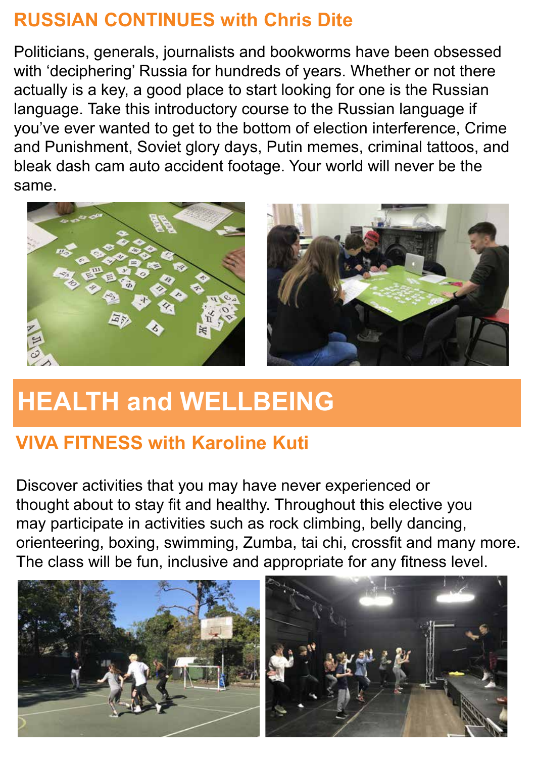## RUSSIAN CONTINUES with Chris Dite

Politicians, generals, journalists and bookworms have been obsessed with 'deciphering' Russia for hundreds of years. Whether or not there actually is a key, a good place to start looking for one is the Russian language. Take this introductory course to the Russian language if you've ever wanted to get to the bottom of election interference, Crime and Punishment, Soviet glory days, Putin memes, criminal tattoos, and bleak dash cam auto accident footage. Your world will never be the same.

# HEALTH and WELLBEING

## VIVA FITNESS with Karoline Kuti

Discover activities that you may have never experienced or thought about to stay fit and healthy. Throughout this elective you may participate in activities such as rock climbing, belly dancing, orienteering, boxing, swimming, Zumba, tai chi, crossfit and many more. The class will be fun, inclusive and appropriate for any fitness level.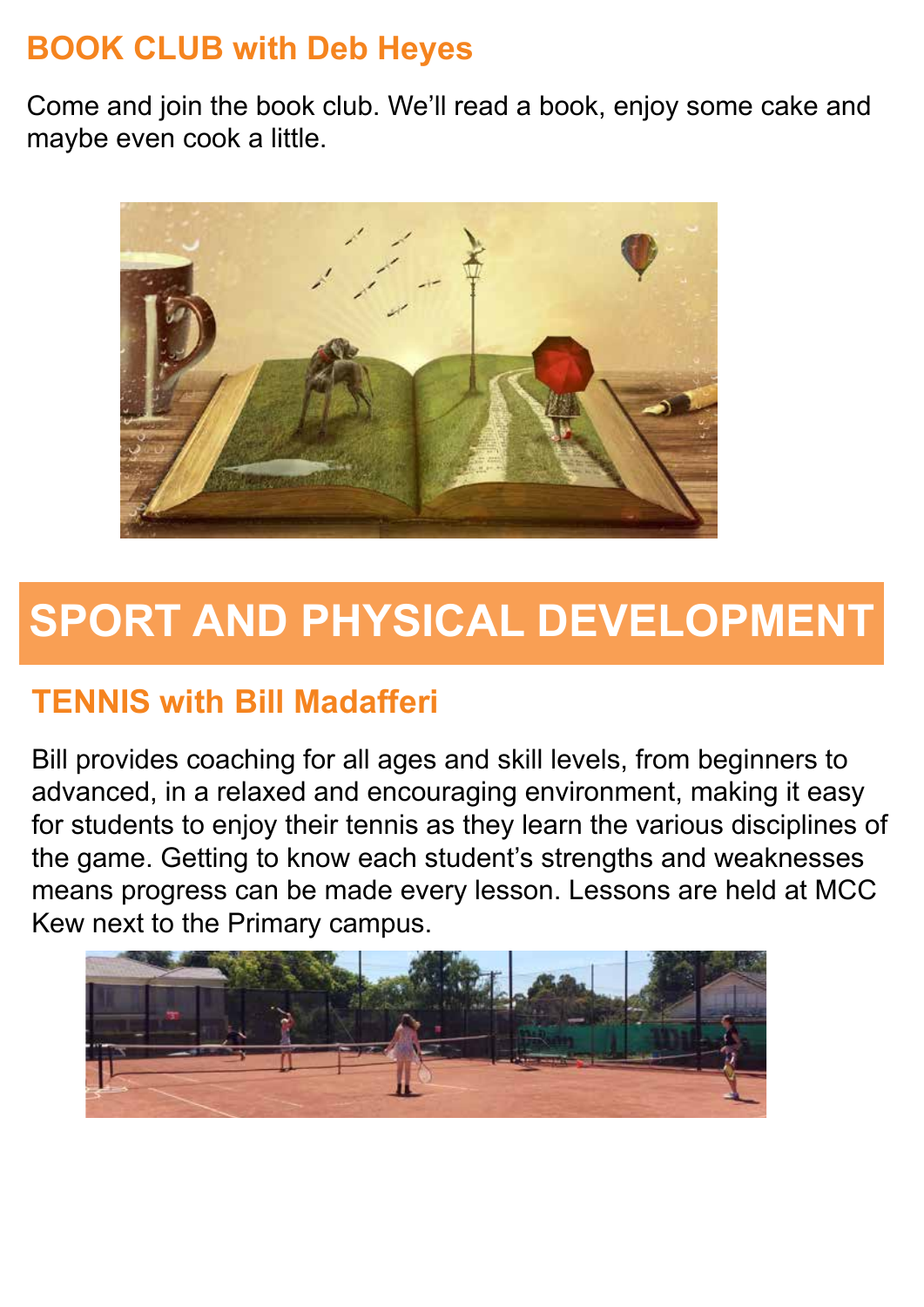## BOOK CLUB with Deb Heyes

Come and join the book club. We'll read a book, enjoy some cake and maybe even cook a little.

# SPORT AND PHYSICAL DEVELOPMENT

## TENNIS with Bill Madafferi

Bill provides coaching for all ages and skill levels, from beginners to advanced, in a relaxed and encouraging environment, making it easy for students to enjoy their tennis as they learn the various disciplines of the game. Getting to know each student's strengths and weaknesses means progress can be made every lesson. Lessons are held at MCC Kew next to the Primary campus.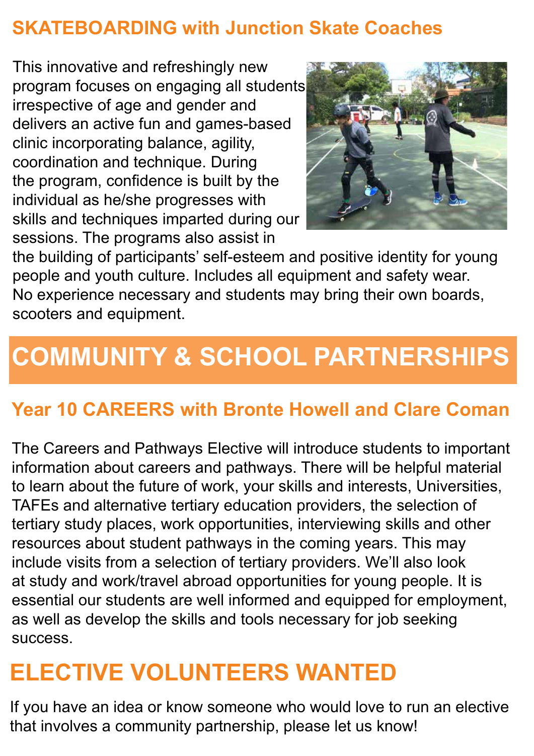## SKATEBOARDING with Junction Skate Coaches

This innovative and refreshingly new program focuses on engaging all students irrespective of age and gender and delivers an active fun and games-based clinic incorporating balance, agility, coordination and technique. During the program, confidence is built by the individual as he/she progresses with skills and techniques imparted during our sessions. The programs also assist in the building of participants' self-esteem and positive identity for young people and youth culture. Includes all equipment and safety wear. No experience necessary and students may bring their own boards, scooters and equipment.

# COMMUNITY & SCHOOL PARTNERSHIPS

## Year 10 CAREERS with Bronte Howell and Clare Coman

The Careers and Pathways Elective will introduce students to important information about careers and pathways. There will be helpful material to learn about the future of work, your skills and interests, Universities, TAFEs and alternative tertiary education providers, the selection of tertiary study places, work opportunities, interviewing skills and other resources about student pathways in the coming years. This may include visits from a selection of tertiary providers. We'll also look at study and work/travel abroad opportunities for young people. It is essential our students are well informed and equipped for employment, as well as develop the skills and tools necessary for job seeking success.

# ELECTIVE VOLUNTEERS WANTED

If you have an idea or know someone who would love to run an elective that involves a community partnership, please let us know!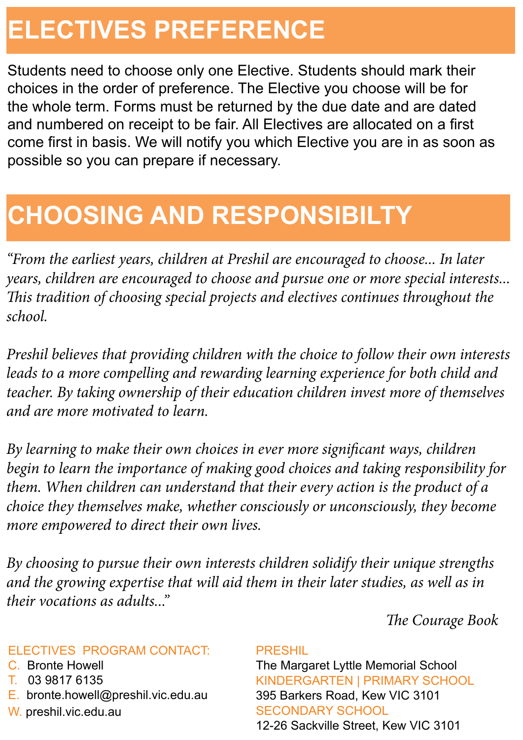# ELECTIVES PREFERENCE

Students need to choose only one Elective. Students should mark their choices in the order of preference. The Elective you choose will be for the whole term. Forms must be returned by the due date and are dated and numbered on receipt to be fair. All Electives are allocated on a first come first in basis. We will notify you which Elective you are in as soon as possible so you can prepare if necessary.

# CHOOSING AND RESPONSIBILTY

*"From the earliest years, children at Preshil are encouraged to choose... In later years, children are encouraged to choose and pursue one or more special interests... This tradition of choosing special projects and electives continues throughout the school.*

*Preshil believes that providing children with the choice to follow their own interests leads to a more compelling and rewarding learning experience for both child and teacher. By taking ownership of their education children invest more of themselves and are more motivated to learn.*

*By learning to make their own choices in ever more significant ways, children begin to learn the importance of making good choices and taking responsibility for them. When children can understand that their every action is the product of a choice they themselves make, whether consciously or unconsciously, they become more empowered to direct their own lives.*

*By choosing to pursue their own interests children solidify their unique strengths and the growing expertise that will aid them in their later studies, as well as in their vocations as adults..."*

*The Courage Book*

ELECTIVES PROGRAM CONTACT:
C. Bronte Howell
T. 03 9817 6135
E. bronte.howell@preshil.vic.edu.au
W. preshil.vic.edu.au

PRESHIL
The Margaret Lyttle Memorial School
KINDERGARTEN | PRIMARY SCHOOL
395 Barkers Road, Kew VIC 3101
SECONDARY SCHOOL
12-26 Sackville Street, Kew VIC 3101